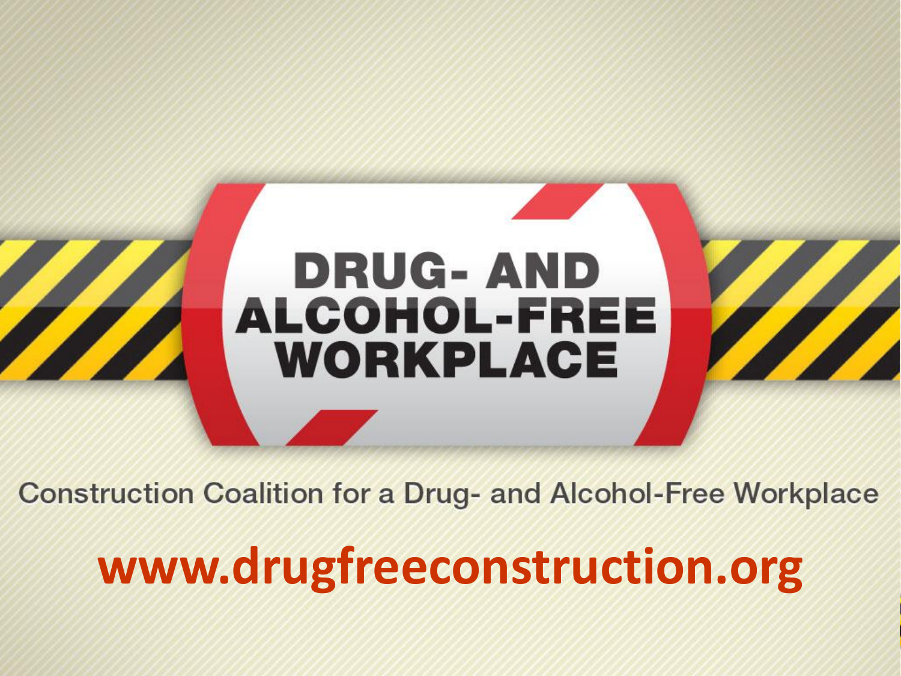# DRUG- AND ALCOHOL-FREE WORKPLACE

Construction Coalition for a Drug- and Alcohol-Free Workplace

**www.drugfreeconstruction.org**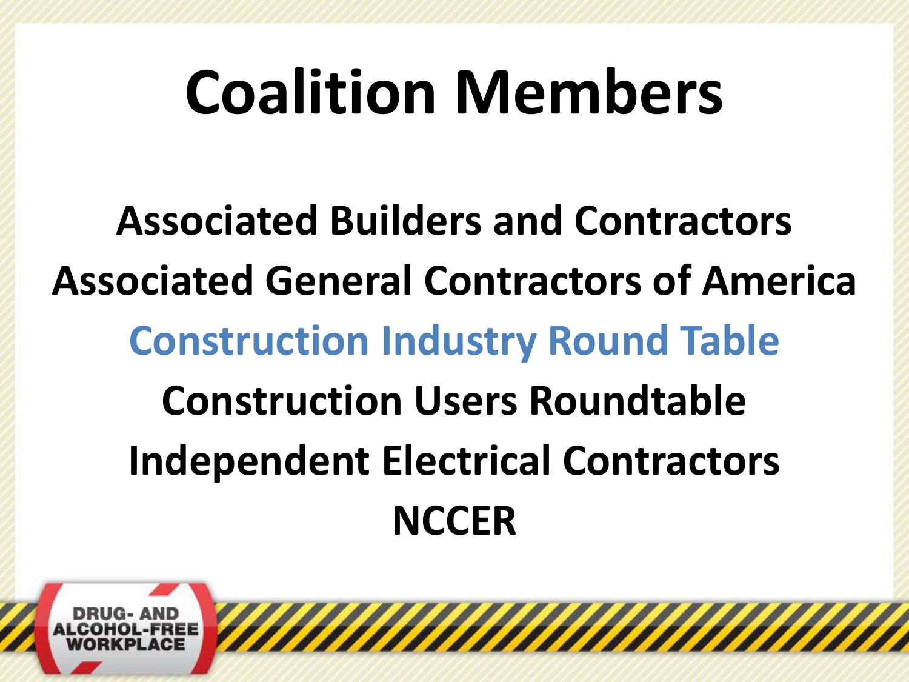# Coalition Members

Associated Builders and Contractors

Associated General Contractors of America

Construction Industry Round Table

Construction Users Roundtable

Independent Electrical Contractors

NCCER

DRUG- AND ALCOHOL-FREE WORKPLACE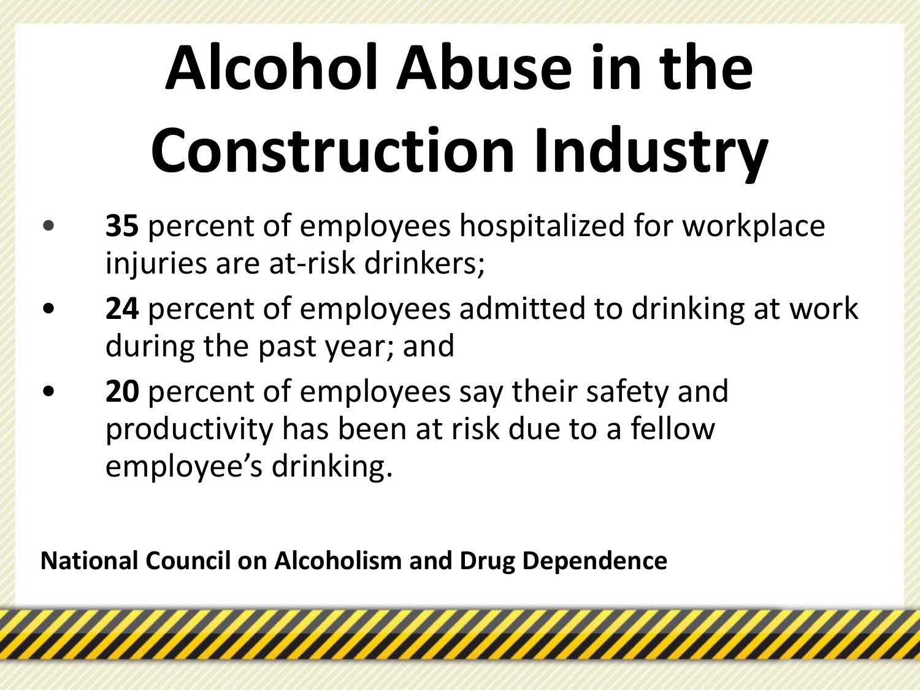# Alcohol Abuse in the Construction Industry

- **35** percent of employees hospitalized for workplace injuries are at-risk drinkers;
- **24** percent of employees admitted to drinking at work during the past year; and
- **20** percent of employees say their safety and productivity has been at risk due to a fellow employee's drinking.

**National Council on Alcoholism and Drug Dependence**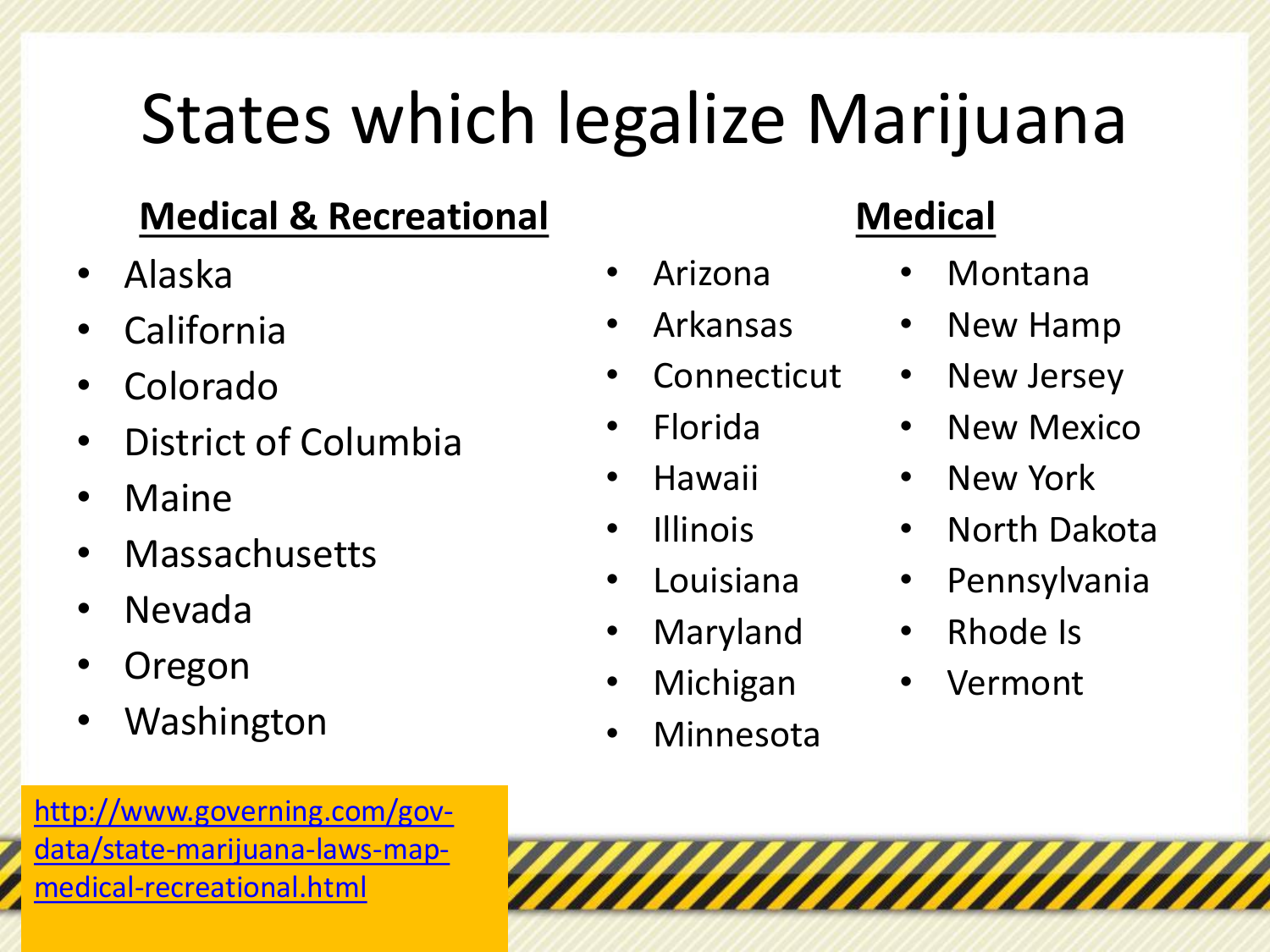# States which legalize Marijuana

**Medical & Recreational**

- Alaska
- California
- Colorado
- District of Columbia
- Maine
- Massachusetts
- Nevada
- Oregon
- Washington

**Medical**

- Arizona
- Arkansas
- Connecticut
- Florida
- Hawaii
- Illinois
- Louisiana
- Maryland
- Michigan
- Minnesota
- Montana
- New Hamp
- New Jersey
- New Mexico
- New York
- North Dakota
- Pennsylvania
- Rhode Is
- Vermont

http://www.governing.com/gov-data/state-marijuana-laws-map-medical-recreational.html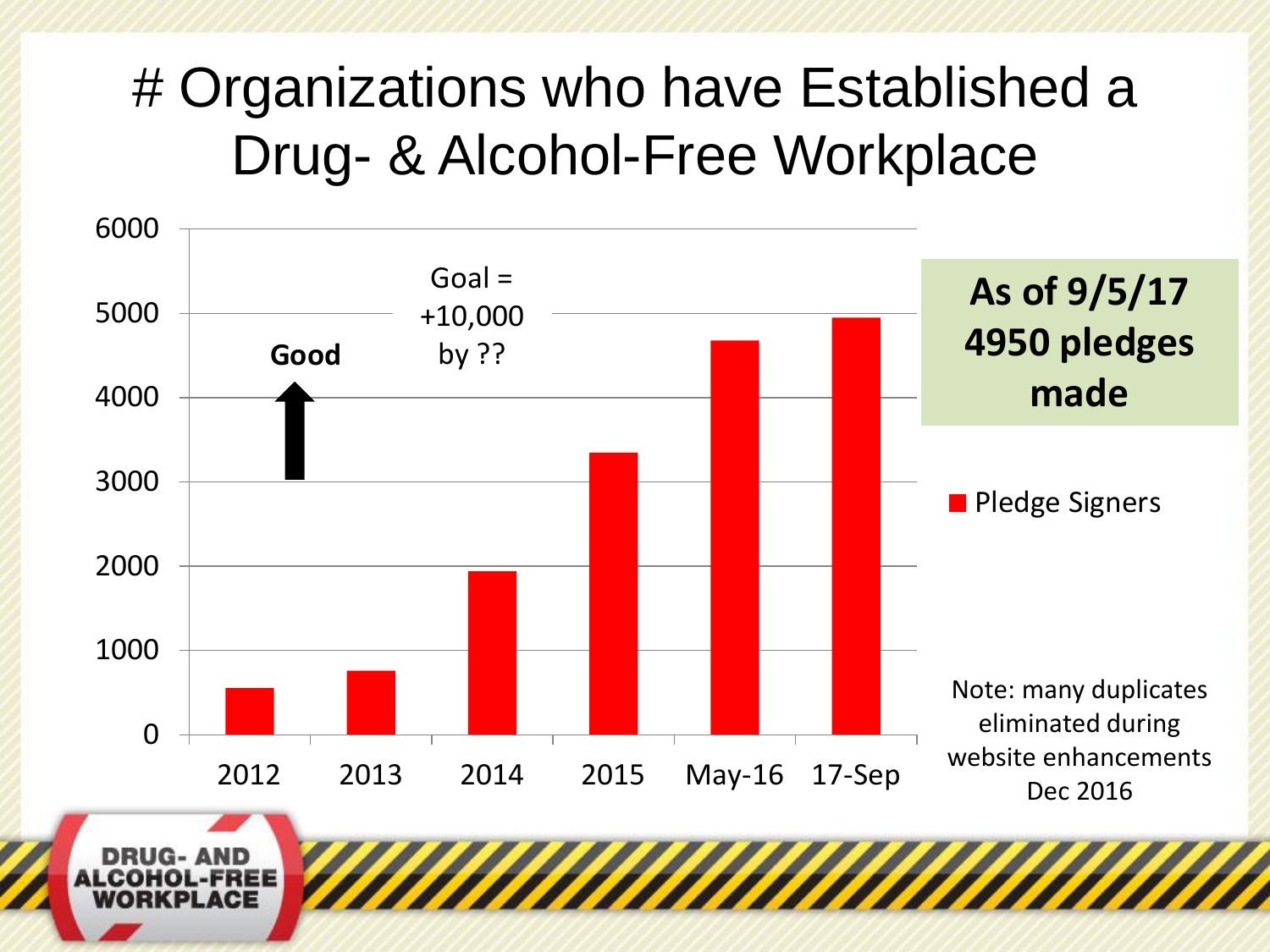# # Organizations who have Established a Drug- & Alcohol-Free Workplace

Goal = +10,000 by ??

**Good**

| | Pledge Signers |
|---|---|
| 2012 | ~550 |
| 2013 | ~750 |
| 2014 | ~1950 |
| 2015 | ~3350 |
| May-16 | ~4680 |
| 17-Sep | ~4950 |

**As of 9/5/17 4950 pledges made**

Note: many duplicates eliminated during website enhancements Dec 2016

DRUG- AND ALCOHOL-FREE WORKPLACE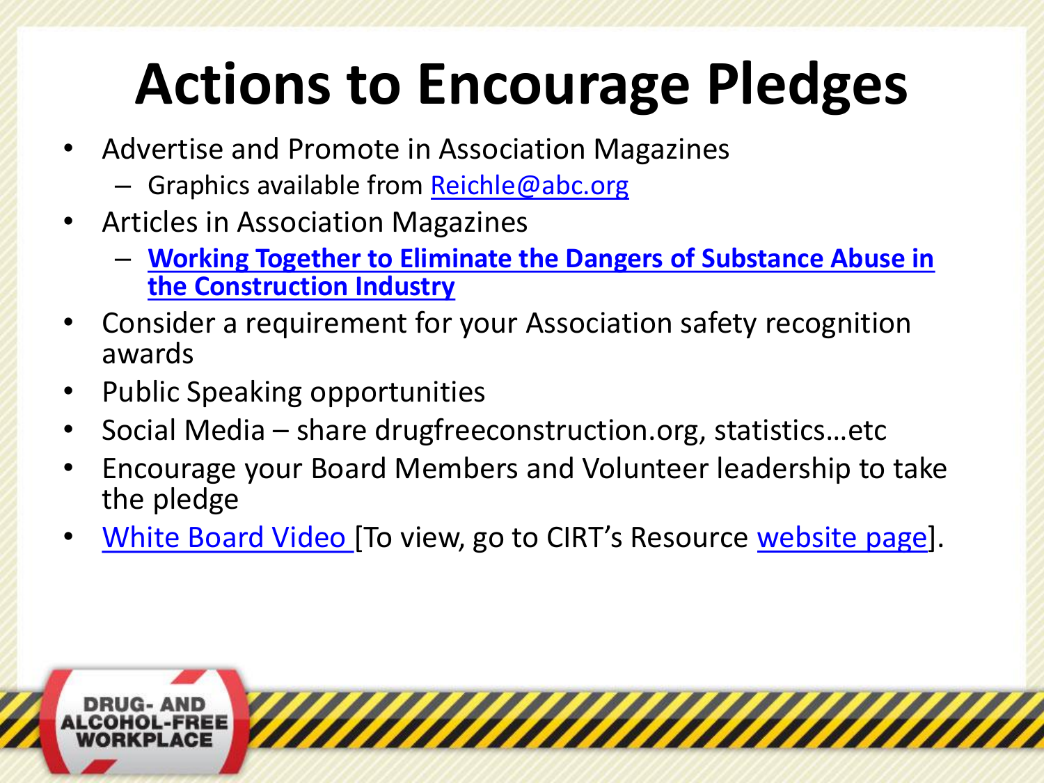# Actions to Encourage Pledges

- Advertise and Promote in Association Magazines
  - Graphics available from Reichle@abc.org
- Articles in Association Magazines
  - **Working Together to Eliminate the Dangers of Substance Abuse in the Construction Industry**
- Consider a requirement for your Association safety recognition awards
- Public Speaking opportunities
- Social Media – share drugfreeconstruction.org, statistics…etc
- Encourage your Board Members and Volunteer leadership to take the pledge
- White Board Video [To view, go to CIRT's Resource website page].

DRUG- AND ALCOHOL-FREE WORKPLACE